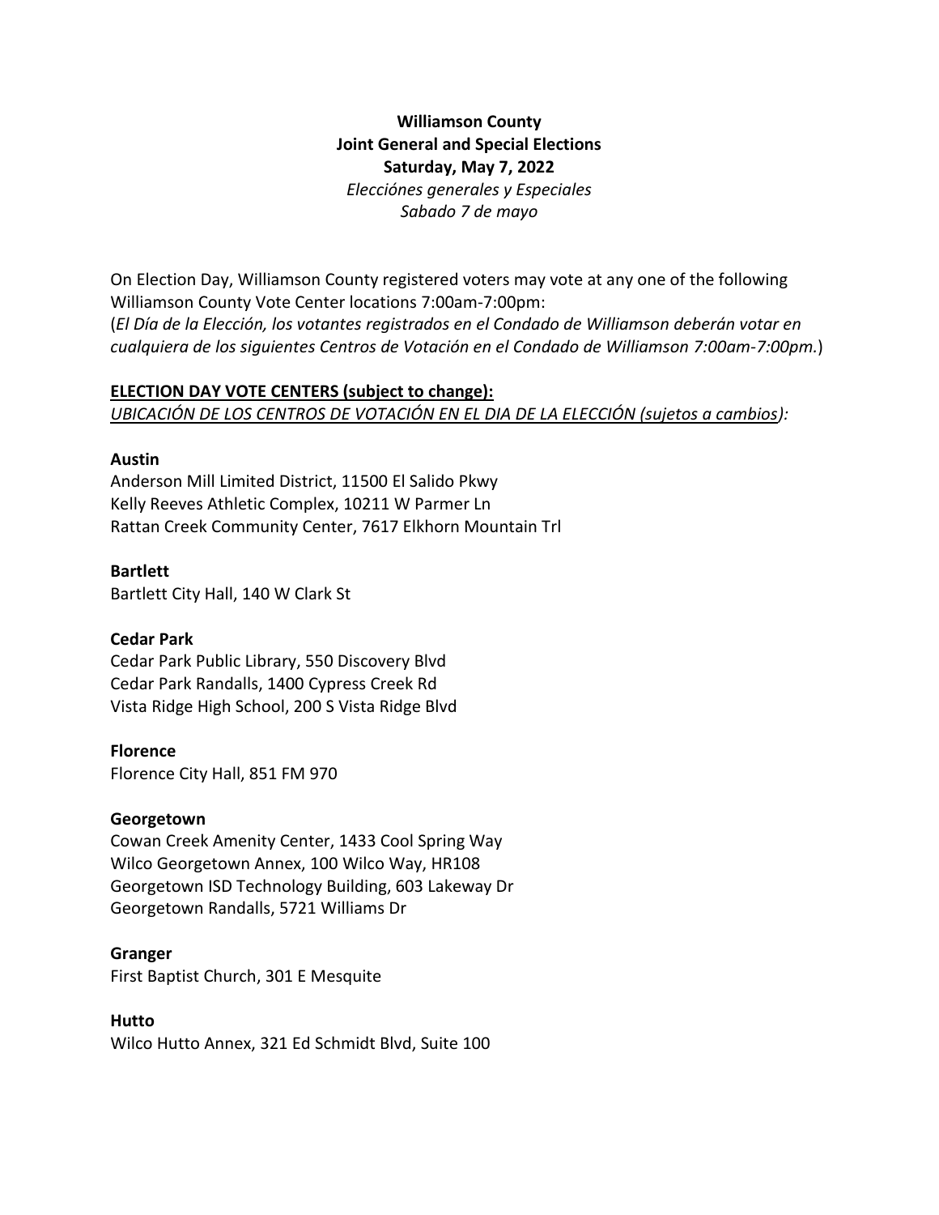**Williamson County**
**Joint General and Special Elections**
**Saturday, May 7, 2022**
*Elecciónes generales y Especiales*
*Sabado 7 de mayo*

On Election Day, Williamson County registered voters may vote at any one of the following Williamson County Vote Center locations 7:00am-7:00pm:
(*El Día de la Elección, los votantes registrados en el Condado de Williamson deberán votar en cualquiera de los siguientes Centros de Votación en el Condado de Williamson 7:00am-7:00pm.*)

**ELECTION DAY VOTE CENTERS (subject to change):**
*UBICACIÓN DE LOS CENTROS DE VOTACIÓN EN EL DIA DE LA ELECCIÓN (sujetos a cambios):*

**Austin**
Anderson Mill Limited District, 11500 El Salido Pkwy
Kelly Reeves Athletic Complex, 10211 W Parmer Ln
Rattan Creek Community Center, 7617 Elkhorn Mountain Trl

**Bartlett**
Bartlett City Hall, 140 W Clark St

**Cedar Park**
Cedar Park Public Library, 550 Discovery Blvd
Cedar Park Randalls, 1400 Cypress Creek Rd
Vista Ridge High School, 200 S Vista Ridge Blvd

**Florence**
Florence City Hall, 851 FM 970

**Georgetown**
Cowan Creek Amenity Center, 1433 Cool Spring Way
Wilco Georgetown Annex, 100 Wilco Way, HR108
Georgetown ISD Technology Building, 603 Lakeway Dr
Georgetown Randalls, 5721 Williams Dr

**Granger**
First Baptist Church, 301 E Mesquite

**Hutto**
Wilco Hutto Annex, 321 Ed Schmidt Blvd, Suite 100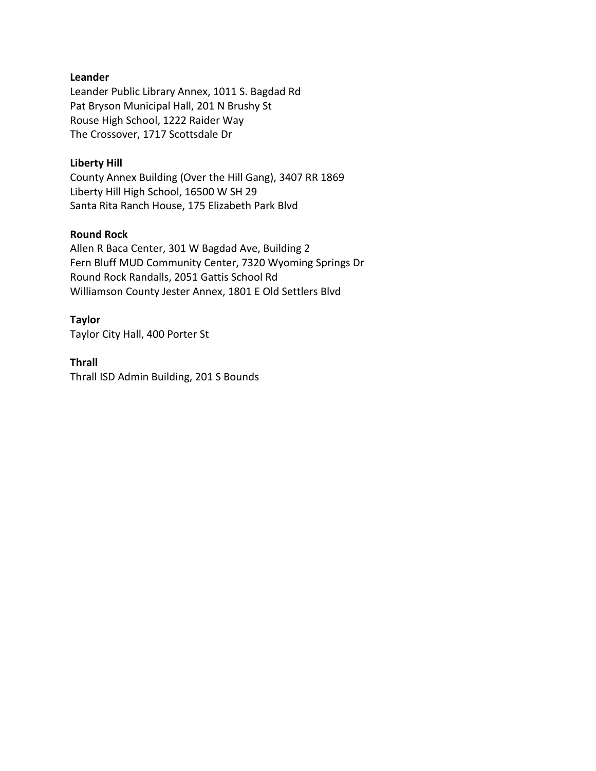**Leander**
Leander Public Library Annex, 1011 S. Bagdad Rd
Pat Bryson Municipal Hall, 201 N Brushy St
Rouse High School, 1222 Raider Way
The Crossover, 1717 Scottsdale Dr

**Liberty Hill**
County Annex Building (Over the Hill Gang), 3407 RR 1869
Liberty Hill High School, 16500 W SH 29
Santa Rita Ranch House, 175 Elizabeth Park Blvd

**Round Rock**
Allen R Baca Center, 301 W Bagdad Ave, Building 2
Fern Bluff MUD Community Center, 7320 Wyoming Springs Dr
Round Rock Randalls, 2051 Gattis School Rd
Williamson County Jester Annex, 1801 E Old Settlers Blvd

**Taylor**
Taylor City Hall, 400 Porter St

**Thrall**
Thrall ISD Admin Building, 201 S Bounds